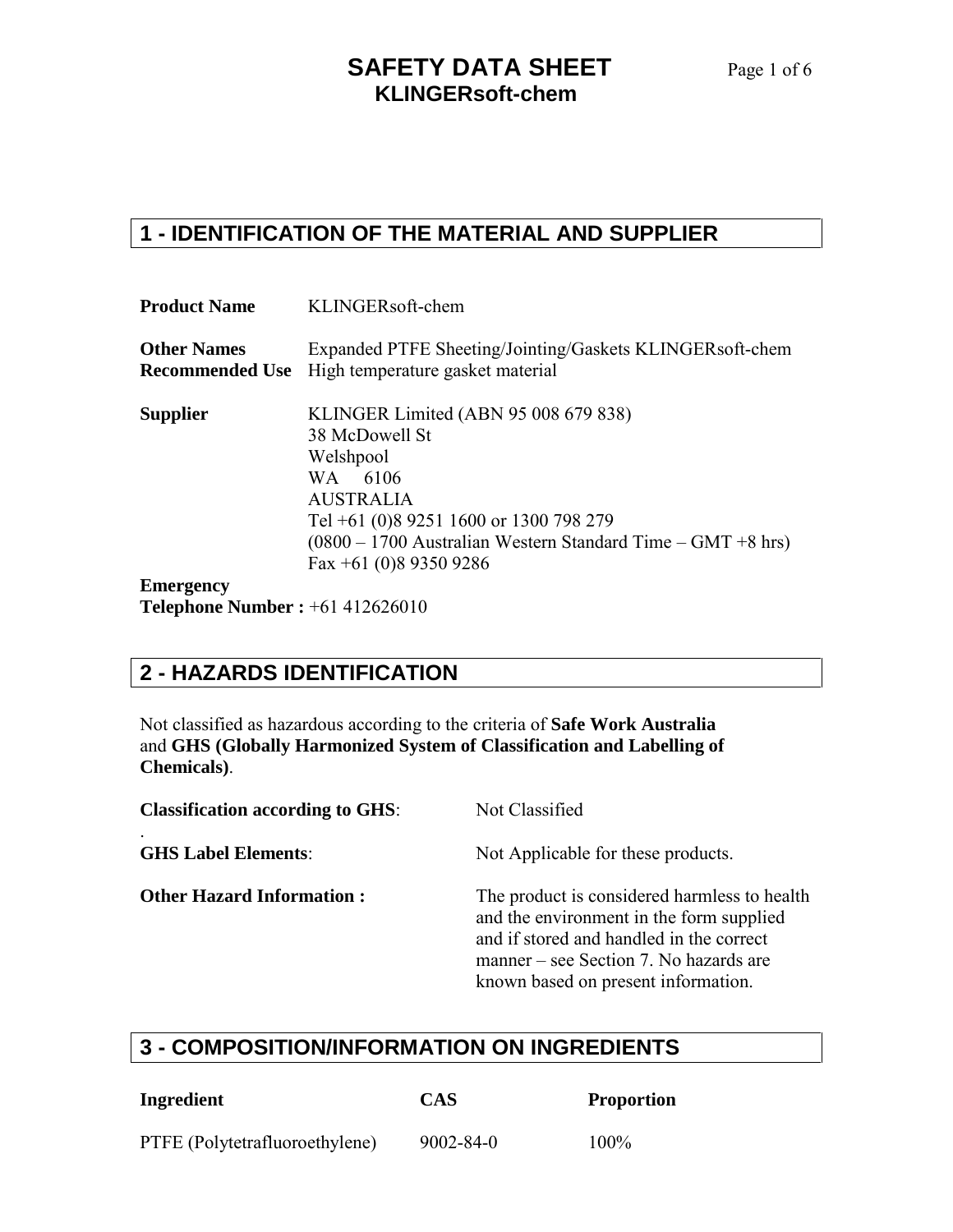# SAFETY DATA SHEET
## KLINGERsoft-chem

## 1 - IDENTIFICATION OF THE MATERIAL AND SUPPLIER

**Product Name** KLINGERsoft-chem

**Other Names** Expanded PTFE Sheeting/Jointing/Gaskets KLINGERsoft-chem
**Recommended Use** High temperature gasket material

**Supplier** KLINGER Limited (ABN 95 008 679 838)
38 McDowell St
Welshpool
WA 6106
AUSTRALIA
Tel +61 (0)8 9251 1600 or 1300 798 279
(0800 – 1700 Australian Western Standard Time – GMT +8 hrs)
Fax +61 (0)8 9350 9286

**Emergency Telephone Number :** +61 412626010

## 2 - HAZARDS IDENTIFICATION

Not classified as hazardous according to the criteria of **Safe Work Australia** and **GHS (Globally Harmonized System of Classification and Labelling of Chemicals)**.

**Classification according to GHS**: Not Classified

**GHS Label Elements**: Not Applicable for these products.

**Other Hazard Information :** The product is considered harmless to health and the environment in the form supplied and if stored and handled in the correct manner – see Section 7. No hazards are known based on present information.

## 3 - COMPOSITION/INFORMATION ON INGREDIENTS

| Ingredient | CAS | Proportion |
|---|---|---|
| PTFE (Polytetrafluoroethylene) | 9002-84-0 | 100% |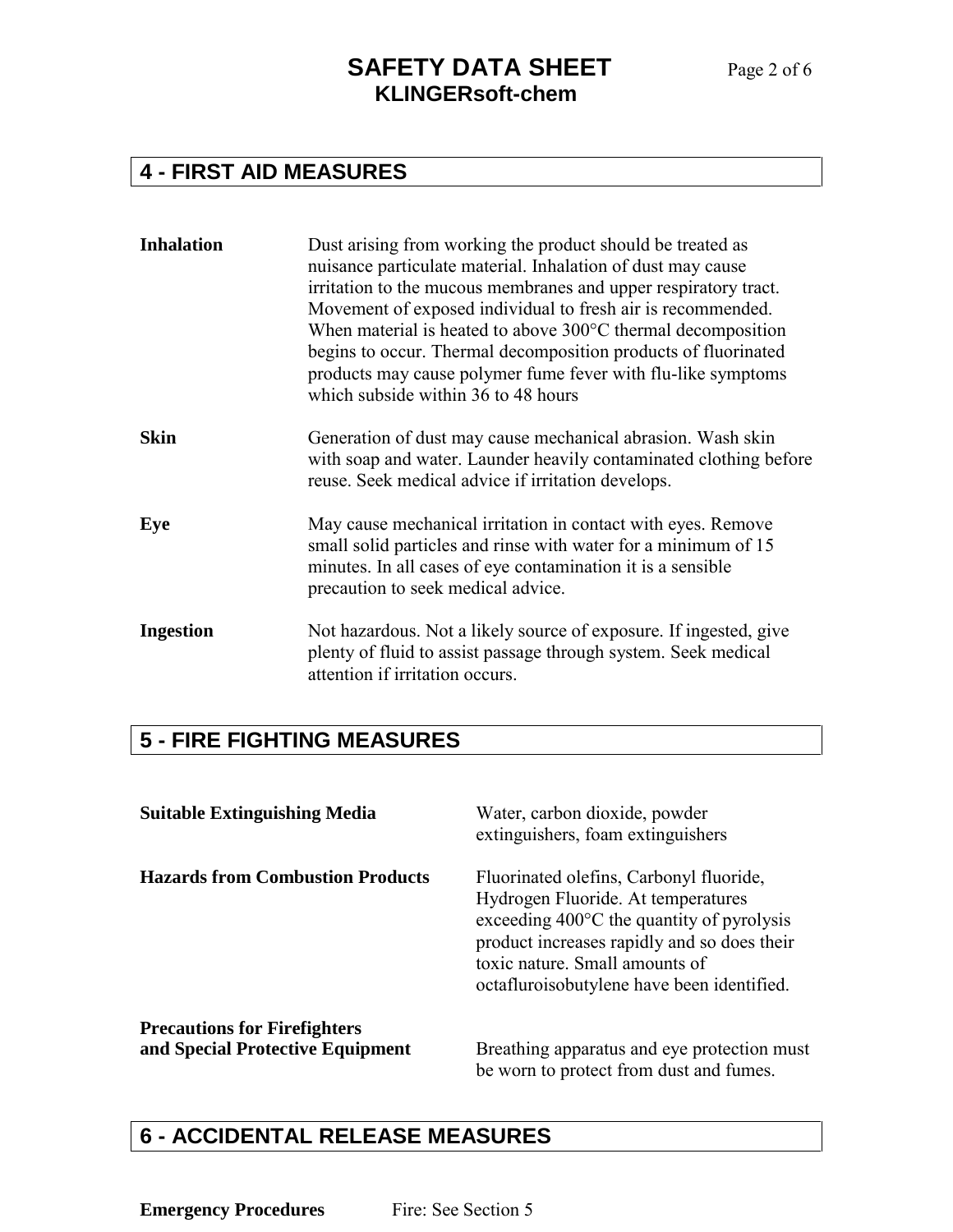## 4 - FIRST AID MEASURES

**Inhalation**

Dust arising from working the product should be treated as nuisance particulate material. Inhalation of dust may cause irritation to the mucous membranes and upper respiratory tract. Movement of exposed individual to fresh air is recommended. When material is heated to above 300°C thermal decomposition begins to occur. Thermal decomposition products of fluorinated products may cause polymer fume fever with flu-like symptoms which subside within 36 to 48 hours

**Skin**

Generation of dust may cause mechanical abrasion. Wash skin with soap and water. Launder heavily contaminated clothing before reuse. Seek medical advice if irritation develops.

**Eye**

May cause mechanical irritation in contact with eyes. Remove small solid particles and rinse with water for a minimum of 15 minutes. In all cases of eye contamination it is a sensible precaution to seek medical advice.

**Ingestion**

Not hazardous. Not a likely source of exposure. If ingested, give plenty of fluid to assist passage through system. Seek medical attention if irritation occurs.

## 5 - FIRE FIGHTING MEASURES

**Suitable Extinguishing Media**

Water, carbon dioxide, powder extinguishers, foam extinguishers

**Hazards from Combustion Products**

Fluorinated olefins, Carbonyl fluoride, Hydrogen Fluoride. At temperatures exceeding 400°C the quantity of pyrolysis product increases rapidly and so does their toxic nature. Small amounts of octafluroisobutylene have been identified.

**Precautions for Firefighters and Special Protective Equipment**

Breathing apparatus and eye protection must be worn to protect from dust and fumes.

## 6 - ACCIDENTAL RELEASE MEASURES

**Emergency Procedures**

Fire: See Section 5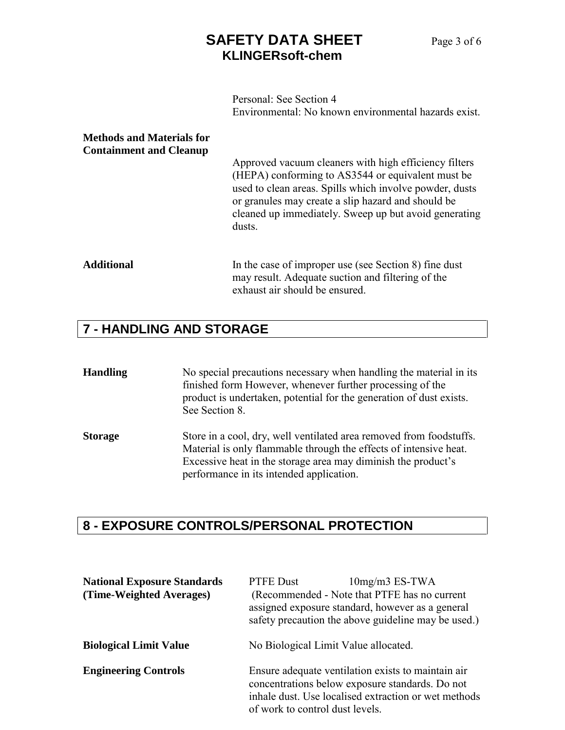Personal: See Section 4
Environmental: No known environmental hazards exist.

**Methods and Materials for Containment and Cleanup**

Approved vacuum cleaners with high efficiency filters (HEPA) conforming to AS3544 or equivalent must be used to clean areas. Spills which involve powder, dusts or granules may create a slip hazard and should be cleaned up immediately. Sweep up but avoid generating dusts.

**Additional**

In the case of improper use (see Section 8) fine dust may result. Adequate suction and filtering of the exhaust air should be ensured.

## 7 - HANDLING AND STORAGE

**Handling**

No special precautions necessary when handling the material in its finished form However, whenever further processing of the product is undertaken, potential for the generation of dust exists. See Section 8.

**Storage**

Store in a cool, dry, well ventilated area removed from foodstuffs. Material is only flammable through the effects of intensive heat. Excessive heat in the storage area may diminish the product's performance in its intended application.

## 8 - EXPOSURE CONTROLS/PERSONAL PROTECTION

**National Exposure Standards (Time-Weighted Averages)**

PTFE Dust 10mg/m3 ES-TWA
(Recommended - Note that PTFE has no current assigned exposure standard, however as a general safety precaution the above guideline may be used.)

**Biological Limit Value**

No Biological Limit Value allocated.

**Engineering Controls**

Ensure adequate ventilation exists to maintain air concentrations below exposure standards. Do not inhale dust. Use localised extraction or wet methods of work to control dust levels.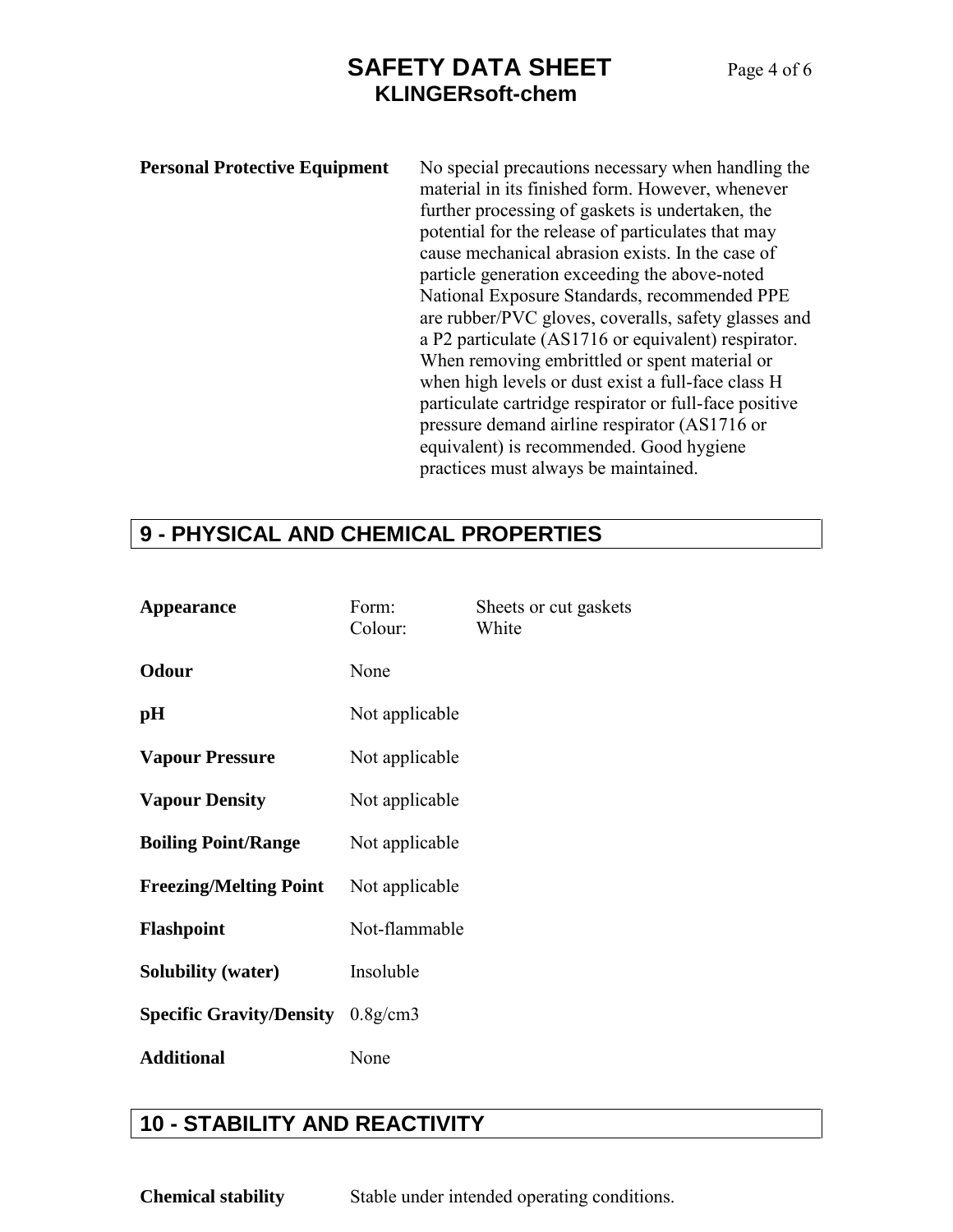**Personal Protective Equipment**

No special precautions necessary when handling the material in its finished form. However, whenever further processing of gaskets is undertaken, the potential for the release of particulates that may cause mechanical abrasion exists. In the case of particle generation exceeding the above-noted National Exposure Standards, recommended PPE are rubber/PVC gloves, coveralls, safety glasses and a P2 particulate (AS1716 or equivalent) respirator. When removing embrittled or spent material or when high levels or dust exist a full-face class H particulate cartridge respirator or full-face positive pressure demand airline respirator (AS1716 or equivalent) is recommended. Good hygiene practices must always be maintained.

## 9 - PHYSICAL AND CHEMICAL PROPERTIES

| | | |
|---|---|---|
| **Appearance** | Form: | Sheets or cut gaskets |
| | Colour: | White |
| **Odour** | None | |
| **pH** | Not applicable | |
| **Vapour Pressure** | Not applicable | |
| **Vapour Density** | Not applicable | |
| **Boiling Point/Range** | Not applicable | |
| **Freezing/Melting Point** | Not applicable | |
| **Flashpoint** | Not-flammable | |
| **Solubility (water)** | Insoluble | |
| **Specific Gravity/Density** | 0.8g/cm3 | |
| **Additional** | None | |

## 10 - STABILITY AND REACTIVITY

**Chemical stability** Stable under intended operating conditions.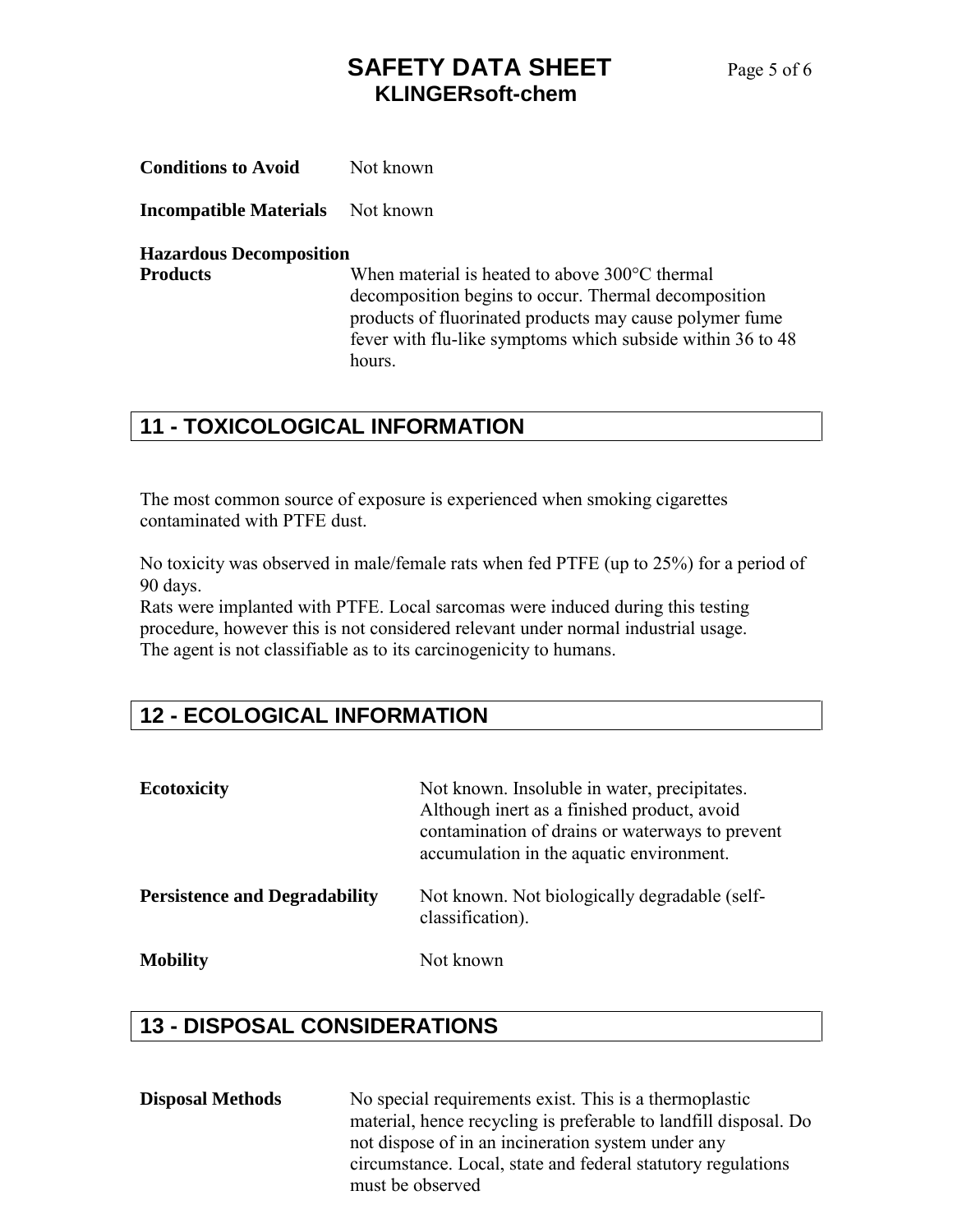**Conditions to Avoid** Not known

**Incompatible Materials** Not known

**Hazardous Decomposition Products** When material is heated to above 300°C thermal decomposition begins to occur. Thermal decomposition products of fluorinated products may cause polymer fume fever with flu-like symptoms which subside within 36 to 48 hours.

## 11 - TOXICOLOGICAL INFORMATION

The most common source of exposure is experienced when smoking cigarettes contaminated with PTFE dust.

No toxicity was observed in male/female rats when fed PTFE (up to 25%) for a period of 90 days.
Rats were implanted with PTFE. Local sarcomas were induced during this testing procedure, however this is not considered relevant under normal industrial usage.
The agent is not classifiable as to its carcinogenicity to humans.

## 12 - ECOLOGICAL INFORMATION

**Ecotoxicity** Not known. Insoluble in water, precipitates. Although inert as a finished product, avoid contamination of drains or waterways to prevent accumulation in the aquatic environment.

**Persistence and Degradability** Not known. Not biologically degradable (self-classification).

**Mobility** Not known

## 13 - DISPOSAL CONSIDERATIONS

**Disposal Methods** No special requirements exist. This is a thermoplastic material, hence recycling is preferable to landfill disposal. Do not dispose of in an incineration system under any circumstance. Local, state and federal statutory regulations must be observed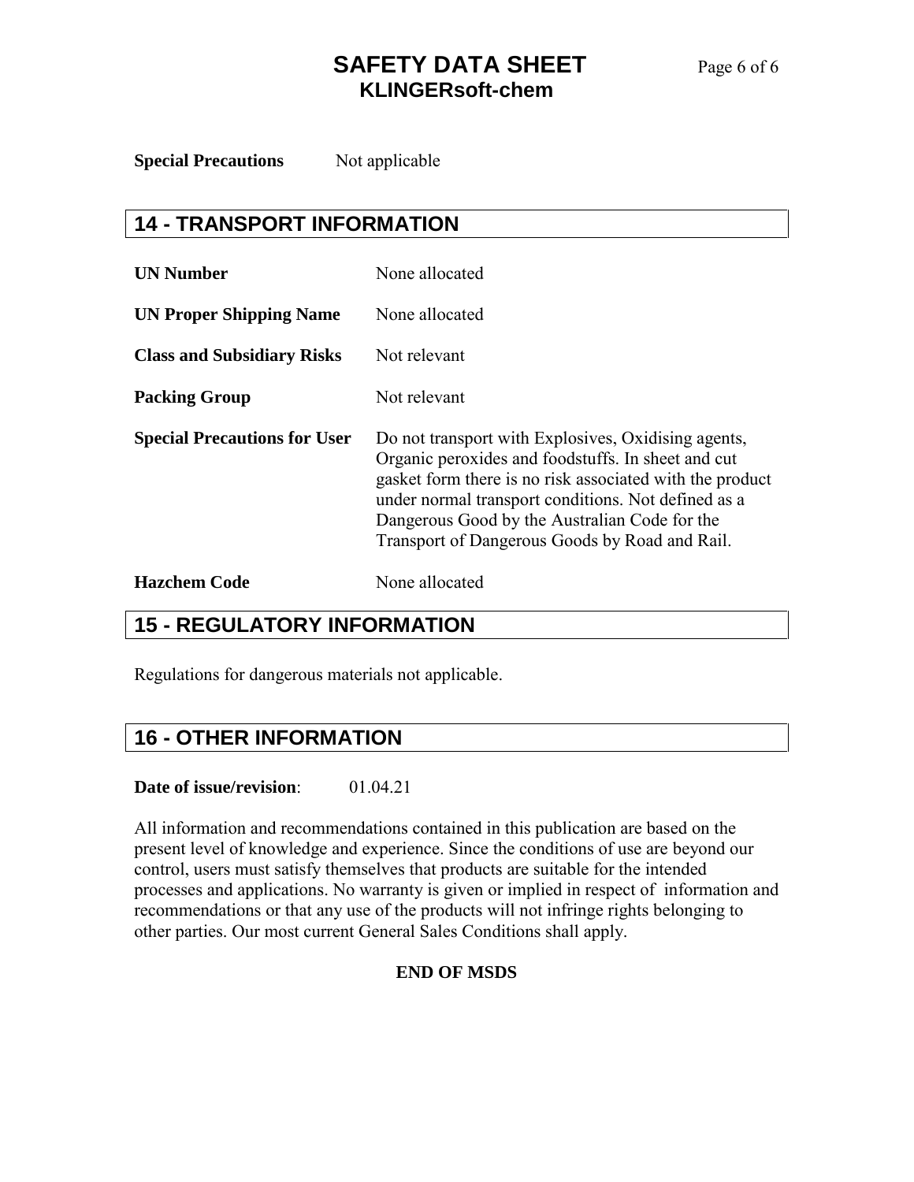**Special Precautions** Not applicable

## 14 - TRANSPORT INFORMATION

| | |
|---|---|
| **UN Number** | None allocated |
| **UN Proper Shipping Name** | None allocated |
| **Class and Subsidiary Risks** | Not relevant |
| **Packing Group** | Not relevant |
| **Special Precautions for User** | Do not transport with Explosives, Oxidising agents, Organic peroxides and foodstuffs. In sheet and cut gasket form there is no risk associated with the product under normal transport conditions. Not defined as a Dangerous Good by the Australian Code for the Transport of Dangerous Goods by Road and Rail. |
| **Hazchem Code** | None allocated |

## 15 - REGULATORY INFORMATION

Regulations for dangerous materials not applicable.

## 16 - OTHER INFORMATION

**Date of issue/revision**: 01.04.21

All information and recommendations contained in this publication are based on the present level of knowledge and experience. Since the conditions of use are beyond our control, users must satisfy themselves that products are suitable for the intended processes and applications. No warranty is given or implied in respect of information and recommendations or that any use of the products will not infringe rights belonging to other parties. Our most current General Sales Conditions shall apply.

**END OF MSDS**